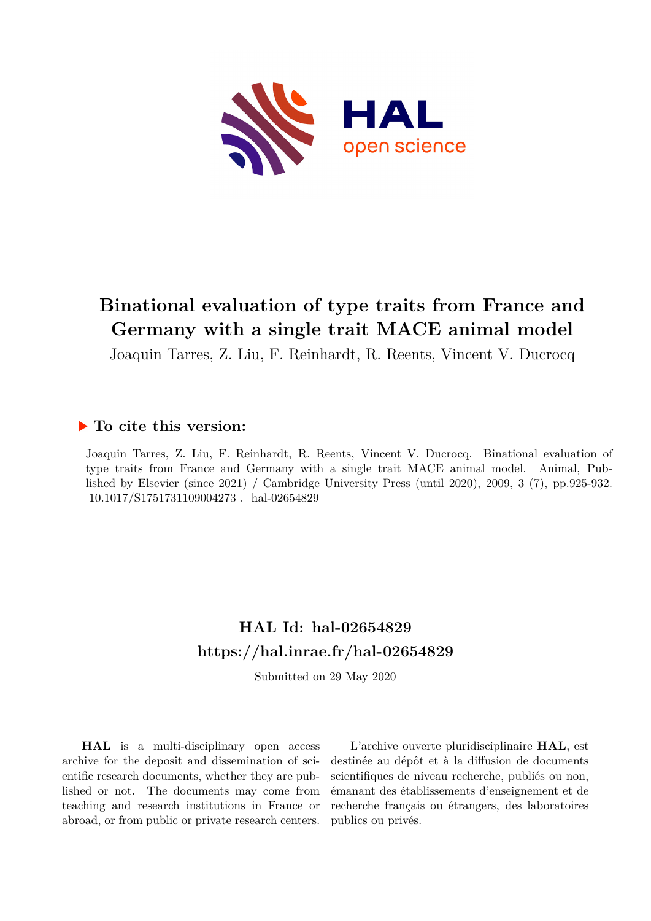# Binational evaluation of type traits from France and Germany with a single trait MACE animal model

Joaquin Tarres, Z. Liu, F. Reinhardt, R. Reents, Vincent V. Ducrocq

## ▶ To cite this version:

Joaquin Tarres, Z. Liu, F. Reinhardt, R. Reents, Vincent V. Ducrocq. Binational evaluation of type traits from France and Germany with a single trait MACE animal model. Animal, Published by Elsevier (since 2021) / Cambridge University Press (until 2020), 2009, 3 (7), pp.925-932. 10.1017/S1751731109004273 . hal-02654829

## HAL Id: hal-02654829

## https://hal.inrae.fr/hal-02654829

Submitted on 29 May 2020

**HAL** is a multi-disciplinary open access archive for the deposit and dissemination of scientific research documents, whether they are published or not. The documents may come from teaching and research institutions in France or abroad, or from public or private research centers.

L'archive ouverte pluridisciplinaire **HAL**, est destinée au dépôt et à la diffusion de documents scientifiques de niveau recherche, publiés ou non, émanant des établissements d'enseignement et de recherche français ou étrangers, des laboratoires publics ou privés.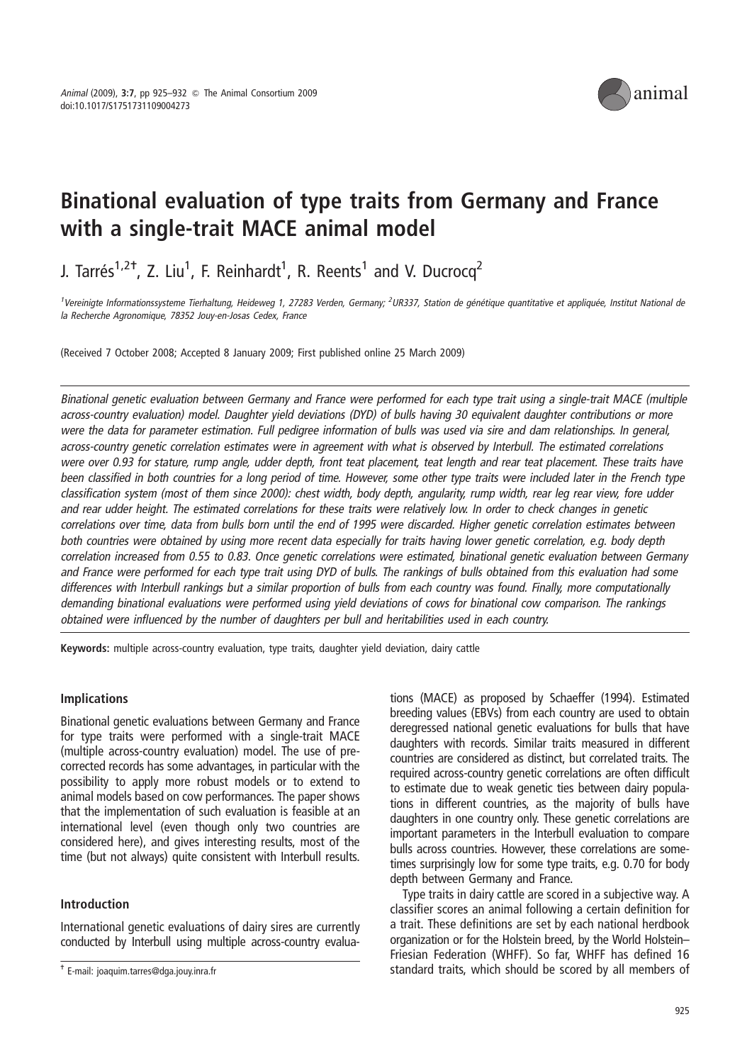# Binational evaluation of type traits from Germany and France with a single-trait MACE animal model

J. Tarrés[1,2†], Z. Liu[1], F. Reinhardt[1], R. Reents[1] and V. Ducrocq[2]

[1]Vereinigte Informationssysteme Tierhaltung, Heideweg 1, 27283 Verden, Germany; [2]UR337, Station de génétique quantitative et appliquée, Institut National de la Recherche Agronomique, 78352 Jouy-en-Josas Cedex, France

(Received 7 October 2008; Accepted 8 January 2009; First published online 25 March 2009)

*Binational genetic evaluation between Germany and France were performed for each type trait using a single-trait MACE (multiple across-country evaluation) model. Daughter yield deviations (DYD) of bulls having 30 equivalent daughter contributions or more were the data for parameter estimation. Full pedigree information of bulls was used via sire and dam relationships. In general, across-country genetic correlation estimates were in agreement with what is observed by Interbull. The estimated correlations were over 0.93 for stature, rump angle, udder depth, front teat placement, teat length and rear teat placement. These traits have been classified in both countries for a long period of time. However, some other type traits were included later in the French type classification system (most of them since 2000): chest width, body depth, angularity, rump width, rear leg rear view, fore udder and rear udder height. The estimated correlations for these traits were relatively low. In order to check changes in genetic correlations over time, data from bulls born until the end of 1995 were discarded. Higher genetic correlation estimates between both countries were obtained by using more recent data especially for traits having lower genetic correlation, e.g. body depth correlation increased from 0.55 to 0.83. Once genetic correlations were estimated, binational genetic evaluation between Germany and France were performed for each type trait using DYD of bulls. The rankings of bulls obtained from this evaluation had some differences with Interbull rankings but a similar proportion of bulls from each country was found. Finally, more computationally demanding binational evaluations were performed using yield deviations of cows for binational cow comparison. The rankings obtained were influenced by the number of daughters per bull and heritabilities used in each country.*

**Keywords:** multiple across-country evaluation, type traits, daughter yield deviation, dairy cattle

## Implications

Binational genetic evaluations between Germany and France for type traits were performed with a single-trait MACE (multiple across-country evaluation) model. The use of pre-corrected records has some advantages, in particular with the possibility to apply more robust models or to extend to animal models based on cow performances. The paper shows that the implementation of such evaluation is feasible at an international level (even though only two countries are considered here), and gives interesting results, most of the time (but not always) quite consistent with Interbull results.

## Introduction

International genetic evaluations of dairy sires are currently conducted by Interbull using multiple across-country evaluations (MACE) as proposed by Schaeffer (1994). Estimated breeding values (EBVs) from each country are used to obtain deregressed national genetic evaluations for bulls that have daughters with records. Similar traits measured in different countries are considered as distinct, but correlated traits. The required across-country genetic correlations are often difficult to estimate due to weak genetic ties between dairy populations in different countries, as the majority of bulls have daughters in one country only. These genetic correlations are important parameters in the Interbull evaluation to compare bulls across countries. However, these correlations are sometimes surprisingly low for some type traits, e.g. 0.70 for body depth between Germany and France.

Type traits in dairy cattle are scored in a subjective way. A classifier scores an animal following a certain definition for a trait. These definitions are set by each national herdbook organization or for the Holstein breed, by the World Holstein–Friesian Federation (WHFF). So far, WHFF has defined 16 standard traits, which should be scored by all members of

† E-mail: joaquim.tarres@dga.jouy.inra.fr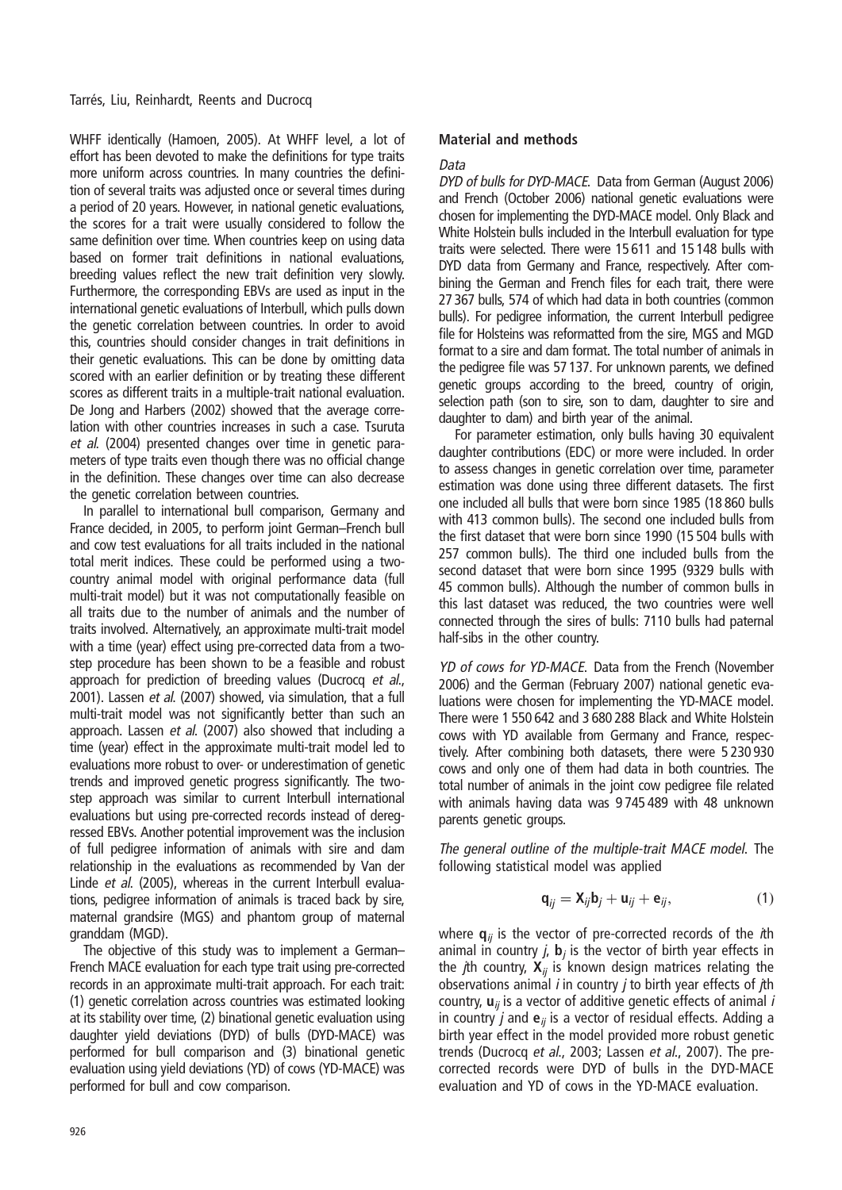WHFF identically (Hamoen, 2005). At WHFF level, a lot of effort has been devoted to make the definitions for type traits more uniform across countries. In many countries the definition of several traits was adjusted once or several times during a period of 20 years. However, in national genetic evaluations, the scores for a trait were usually considered to follow the same definition over time. When countries keep on using data based on former trait definitions in national evaluations, breeding values reflect the new trait definition very slowly. Furthermore, the corresponding EBVs are used as input in the international genetic evaluations of Interbull, which pulls down the genetic correlation between countries. In order to avoid this, countries should consider changes in trait definitions in their genetic evaluations. This can be done by omitting data scored with an earlier definition or by treating these different scores as different traits in a multiple-trait national evaluation. De Jong and Harbers (2002) showed that the average correlation with other countries increases in such a case. Tsuruta *et al.* (2004) presented changes over time in genetic parameters of type traits even though there was no official change in the definition. These changes over time can also decrease the genetic correlation between countries.

In parallel to international bull comparison, Germany and France decided, in 2005, to perform joint German–French bull and cow test evaluations for all traits included in the national total merit indices. These could be performed using a two-country animal model with original performance data (full multi-trait model) but it was not computationally feasible on all traits due to the number of animals and the number of traits involved. Alternatively, an approximate multi-trait model with a time (year) effect using pre-corrected data from a two-step procedure has been shown to be a feasible and robust approach for prediction of breeding values (Ducrocq *et al.*, 2001). Lassen *et al.* (2007) showed, via simulation, that a full multi-trait model was not significantly better than such an approach. Lassen *et al.* (2007) also showed that including a time (year) effect in the approximate multi-trait model led to evaluations more robust to over- or underestimation of genetic trends and improved genetic progress significantly. The two-step approach was similar to current Interbull international evaluations but using pre-corrected records instead of deregressed EBVs. Another potential improvement was the inclusion of full pedigree information of animals with sire and dam relationship in the evaluations as recommended by Van der Linde *et al.* (2005), whereas in the current Interbull evaluations, pedigree information of animals is traced back by sire, maternal grandsire (MGS) and phantom group of maternal granddam (MGD).

The objective of this study was to implement a German–French MACE evaluation for each type trait using pre-corrected records in an approximate multi-trait approach. For each trait: (1) genetic correlation across countries was estimated looking at its stability over time, (2) binational genetic evaluation using daughter yield deviations (DYD) of bulls (DYD-MACE) was performed for bull comparison and (3) binational genetic evaluation using yield deviations (YD) of cows (YD-MACE) was performed for bull and cow comparison.

## Material and methods

### *Data*

*DYD of bulls for DYD-MACE.* Data from German (August 2006) and French (October 2006) national genetic evaluations were chosen for implementing the DYD-MACE model. Only Black and White Holstein bulls included in the Interbull evaluation for type traits were selected. There were 15 611 and 15 148 bulls with DYD data from Germany and France, respectively. After combining the German and French files for each trait, there were 27 367 bulls, 574 of which had data in both countries (common bulls). For pedigree information, the current Interbull pedigree file for Holsteins was reformatted from the sire, MGS and MGD format to a sire and dam format. The total number of animals in the pedigree file was 57 137. For unknown parents, we defined genetic groups according to the breed, country of origin, selection path (son to sire, son to dam, daughter to sire and daughter to dam) and birth year of the animal.

For parameter estimation, only bulls having 30 equivalent daughter contributions (EDC) or more were included. In order to assess changes in genetic correlation over time, parameter estimation was done using three different datasets. The first one included all bulls that were born since 1985 (18 860 bulls with 413 common bulls). The second one included bulls from the first dataset that were born since 1990 (15 504 bulls with 257 common bulls). The third one included bulls from the second dataset that were born since 1995 (9329 bulls with 45 common bulls). Although the number of common bulls in this last dataset was reduced, the two countries were well connected through the sires of bulls: 7110 bulls had paternal half-sibs in the other country.

*YD of cows for YD-MACE.* Data from the French (November 2006) and the German (February 2007) national genetic evaluations were chosen for implementing the YD-MACE model. There were 1 550 642 and 3 680 288 Black and White Holstein cows with YD available from Germany and France, respectively. After combining both datasets, there were 5 230 930 cows and only one of them had data in both countries. The total number of animals in the joint cow pedigree file related with animals having data was 9 745 489 with 48 unknown parents genetic groups.

*The general outline of the multiple-trait MACE model.* The following statistical model was applied

$$\mathbf{q}_{ij} = \mathbf{X}_{ij}\mathbf{b}_j + \mathbf{u}_{ij} + \mathbf{e}_{ij}, \qquad (1)$$

where $\mathbf{q}_{ij}$ is the vector of pre-corrected records of the $i$th animal in country $j$, $\mathbf{b}_j$ is the vector of birth year effects in the $j$th country, $\mathbf{X}_{ij}$ is known design matrices relating the observations animal $i$ in country $j$ to birth year effects of $j$th country, $\mathbf{u}_{ij}$ is a vector of additive genetic effects of animal $i$ in country $j$ and $\mathbf{e}_{ij}$ is a vector of residual effects. Adding a birth year effect in the model provided more robust genetic trends (Ducrocq *et al.*, 2003; Lassen *et al.*, 2007). The pre-corrected records were DYD of bulls in the DYD-MACE evaluation and YD of cows in the YD-MACE evaluation.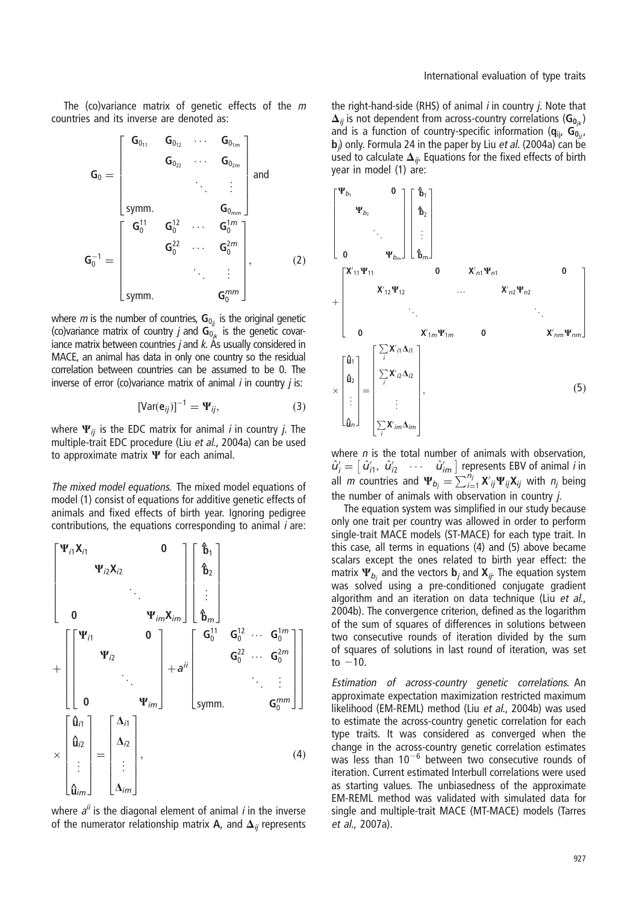The (co)variance matrix of genetic effects of the $m$ countries and its inverse are denoted as:

$$
\mathbf{G}_0 = \begin{bmatrix} \mathbf{G}_{0_{11}} & \mathbf{G}_{0_{12}} & \cdots & \mathbf{G}_{0_{1m}} \\ & \mathbf{G}_{0_{22}} & \cdots & \mathbf{G}_{0_{2m}} \\ & & \ddots & \vdots \\ \text{symm.} & & & \mathbf{G}_{0_{mm}} \end{bmatrix} \text{ and }
\mathbf{G}_0^{-1} = \begin{bmatrix} \mathbf{G}_0^{11} & \mathbf{G}_0^{12} & \cdots & \mathbf{G}_0^{1m} \\ & \mathbf{G}_0^{22} & \cdots & \mathbf{G}_0^{2m} \\ & & \ddots & \vdots \\ \text{symm.} & & & \mathbf{G}_0^{mm} \end{bmatrix}, \quad (2)
$$

where $m$ is the number of countries, $\mathbf{G}_{0_{jj}}$ is the original genetic (co)variance matrix of country $j$ and $\mathbf{G}_{0_{jk}}$ is the genetic covariance matrix between countries $j$ and $k$. As usually considered in MACE, an animal has data in only one country so the residual correlation between countries can be assumed to be 0. The inverse of error (co)variance matrix of animal $i$ in country $j$ is:

$$
[\text{Var}(\mathbf{e}_{ij})]^{-1} = \mathbf{\Psi}_{ij}, \quad (3)
$$

where $\mathbf{\Psi}_{ij}$ is the EDC matrix for animal $i$ in country $j$. The multiple-trait EDC procedure (Liu *et al.*, 2004a) can be used to approximate matrix $\mathbf{\Psi}$ for each animal.

*The mixed model equations.* The mixed model equations of model (1) consist of equations for additive genetic effects of animals and fixed effects of birth year. Ignoring pedigree contributions, the equations corresponding to animal $i$ are:

$$
\begin{bmatrix} \mathbf{\Psi}_{i1}\mathbf{X}_{i1} & & & \mathbf{0} \\ & \mathbf{\Psi}_{i2}\mathbf{X}_{i2} & & \\ & & \ddots & \\ \mathbf{0} & & & \mathbf{\Psi}_{im}\mathbf{X}_{im} \end{bmatrix} \begin{bmatrix} \hat{\mathbf{b}}_1 \\ \hat{\mathbf{b}}_2 \\ \vdots \\ \hat{\mathbf{b}}_m \end{bmatrix}
+ \left[ \begin{bmatrix} \mathbf{\Psi}_{i1} & & & \mathbf{0} \\ & \mathbf{\Psi}_{i2} & & \\ & & \ddots & \\ \mathbf{0} & & & \mathbf{\Psi}_{im} \end{bmatrix} + a^{ii} \begin{bmatrix} \mathbf{G}_0^{11} & \mathbf{G}_0^{12} & \cdots & \mathbf{G}_0^{1m} \\ & \mathbf{G}_0^{22} & \cdots & \mathbf{G}_0^{2m} \\ & & \ddots & \vdots \\ \text{symm.} & & & \mathbf{G}_0^{mm} \end{bmatrix} \right]
\times \begin{bmatrix} \hat{\mathbf{u}}_{i1} \\ \hat{\mathbf{u}}_{i2} \\ \vdots \\ \hat{\mathbf{u}}_{im} \end{bmatrix} = \begin{bmatrix} \mathbf{\Delta}_{i1} \\ \mathbf{\Delta}_{i2} \\ \vdots \\ \mathbf{\Delta}_{im} \end{bmatrix}, \quad (4)
$$

where $a^{ii}$ is the diagonal element of animal $i$ in the inverse of the numerator relationship matrix $\mathbf{A}$, and $\mathbf{\Delta}_{ij}$ represents the right-hand-side (RHS) of animal $i$ in country $j$. Note that $\mathbf{\Delta}_{ij}$ is not dependent from across-country correlations ($\mathbf{G}_{0_{jk}}$) and is a function of country-specific information ($\mathbf{q}_{ij}$, $\mathbf{G}_{0_{jj}}$, $\mathbf{b}_j$) only. Formula 24 in the paper by Liu *et al.* (2004a) can be used to calculate $\mathbf{\Delta}_{ij}$. Equations for the fixed effects of birth year in model (1) are:

$$
\begin{bmatrix} \mathbf{\Psi}_{b_1} & & & \mathbf{0} \\ & \mathbf{\Psi}_{b_2} & & \\ & & \ddots & \\ \mathbf{0} & & & \mathbf{\Psi}_{b_m} \end{bmatrix} \begin{bmatrix} \hat{\mathbf{b}}_1 \\ \hat{\mathbf{b}}_2 \\ \vdots \\ \hat{\mathbf{b}}_m \end{bmatrix}
+ \begin{bmatrix} \mathbf{X}'_{11}\mathbf{\Psi}_{11} & & \mathbf{0} & & \mathbf{X}'_{n1}\mathbf{\Psi}_{n1} & & \mathbf{0} \\ & \mathbf{X}'_{12}\mathbf{\Psi}_{12} & & \cdots & & \mathbf{X}'_{n2}\mathbf{\Psi}_{n2} & \\ & & \ddots & & & & \ddots \\ \mathbf{0} & & \mathbf{X}'_{1m}\mathbf{\Psi}_{1m} & & \mathbf{0} & & \mathbf{X}'_{nm}\mathbf{\Psi}_{nm} \end{bmatrix}
\times \begin{bmatrix} \hat{\mathbf{u}}_1 \\ \hat{\mathbf{u}}_2 \\ \vdots \\ \hat{\mathbf{u}}_n \end{bmatrix} = \begin{bmatrix} \sum_i \mathbf{X}'_{i1}\mathbf{\Delta}_{i1} \\ \sum_i \mathbf{X}'_{i2}\mathbf{\Delta}_{i2} \\ \vdots \\ \sum_i \mathbf{X}'_{im}\mathbf{\Delta}_{im} \end{bmatrix}, \quad (5)
$$

where $n$ is the total number of animals with observation, $\hat{u}'_i = \left[\hat{u}'_{i1},\ \hat{u}'_{i2} \quad \cdots \quad \hat{u}'_{im}\right]$ represents EBV of animal $i$ in all $m$ countries and $\mathbf{\Psi}_{b_j} = \sum_{i=1}^{n_j} \mathbf{X}'_{ij}\mathbf{\Psi}_{ij}\mathbf{X}_{ij}$ with $n_j$ being the number of animals with observation in country $j$.

The equation system was simplified in our study because only one trait per country was allowed in order to perform single-trait MACE models (ST-MACE) for each type trait. In this case, all terms in equations (4) and (5) above became scalars except the ones related to birth year effect: the matrix $\mathbf{\Psi}_{b_j}$ and the vectors $\mathbf{b}_j$ and $\mathbf{X}_{ij}$. The equation system was solved using a pre-conditioned conjugate gradient algorithm and an iteration on data technique (Liu *et al.*, 2004b). The convergence criterion, defined as the logarithm of the sum of squares of differences in solutions between two consecutive rounds of iteration divided by the sum of squares of solutions in last round of iteration, was set to $-10$.

*Estimation of across-country genetic correlations.* An approximate expectation maximization restricted maximum likelihood (EM-REML) method (Liu *et al.*, 2004b) was used to estimate the across-country genetic correlation for each type traits. It was considered as converged when the change in the across-country genetic correlation estimates was less than $10^{-6}$ between two consecutive rounds of iteration. Current estimated Interbull correlations were used as starting values. The unbiasedness of the approximate EM-REML method was validated with simulated data for single and multiple-trait MACE (MT-MACE) models (Tarres *et al.*, 2007a).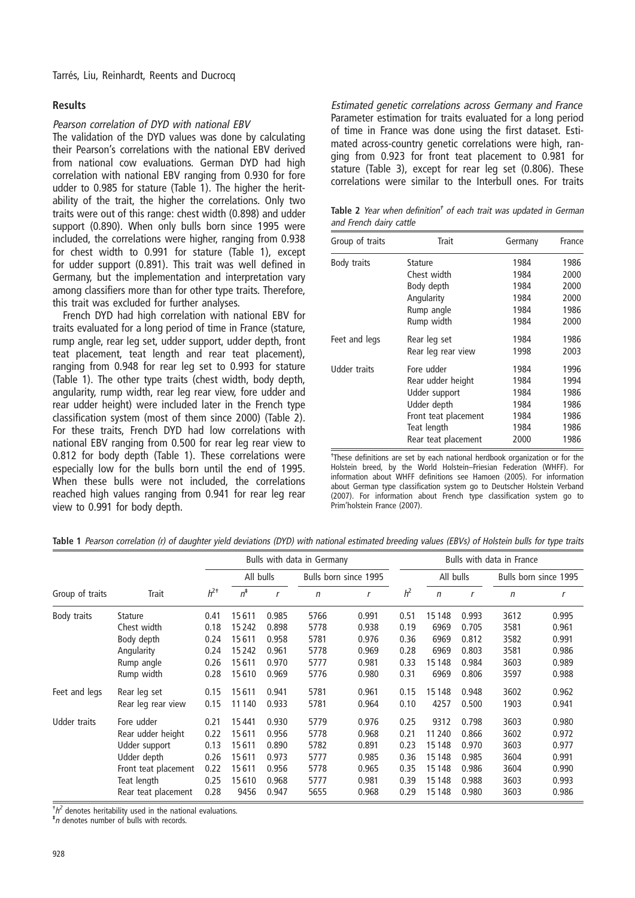## Results

### *Pearson correlation of DYD with national EBV*

The validation of the DYD values was done by calculating their Pearson's correlations with the national EBV derived from national cow evaluations. German DYD had high correlation with national EBV ranging from 0.930 for fore udder to 0.985 for stature (Table 1). The higher the heritability of the trait, the higher the correlations. Only two traits were out of this range: chest width (0.898) and udder support (0.890). When only bulls born since 1995 were included, the correlations were higher, ranging from 0.938 for chest width to 0.991 for stature (Table 1), except for udder support (0.891). This trait was well defined in Germany, but the implementation and interpretation vary among classifiers more than for other type traits. Therefore, this trait was excluded for further analyses.

French DYD had high correlation with national EBV for traits evaluated for a long period of time in France (stature, rump angle, rear leg set, udder support, udder depth, front teat placement, teat length and rear teat placement), ranging from 0.948 for rear leg set to 0.993 for stature (Table 1). The other type traits (chest width, body depth, angularity, rump width, rear leg rear view, fore udder and rear udder height) were included later in the French type classification system (most of them since 2000) (Table 2). For these traits, French DYD had low correlations with national EBV ranging from 0.500 for rear leg rear view to 0.812 for body depth (Table 1). These correlations were especially low for the bulls born until the end of 1995. When these bulls were not included, the correlations reached high values ranging from 0.941 for rear leg rear view to 0.991 for body depth.

### *Estimated genetic correlations across Germany and France*

Parameter estimation for traits evaluated for a long period of time in France was done using the first dataset. Estimated across-country genetic correlations were high, ranging from 0.923 for front teat placement to 0.981 for stature (Table 3), except for rear leg set (0.806). These correlations were similar to the Interbull ones. For traits

**Table 2** *Year when definition[†] of each trait was updated in German and French dairy cattle*

| Group of traits | Trait | Germany | France |
|---|---|---|---|
| Body traits | Stature | 1984 | 1986 |
| | Chest width | 1984 | 2000 |
| | Body depth | 1984 | 2000 |
| | Angularity | 1984 | 2000 |
| | Rump angle | 1984 | 1986 |
| | Rump width | 1984 | 2000 |
| Feet and legs | Rear leg set | 1984 | 1986 |
| | Rear leg rear view | 1998 | 2003 |
| Udder traits | Fore udder | 1984 | 1996 |
| | Rear udder height | 1984 | 1994 |
| | Udder support | 1984 | 1986 |
| | Udder depth | 1984 | 1986 |
| | Front teat placement | 1984 | 1986 |
| | Teat length | 1984 | 1986 |
| | Rear teat placement | 2000 | 1986 |

[†]These definitions are set by each national herdbook organization or for the Holstein breed, by the World Holstein–Friesian Federation (WHFF). For information about WHFF definitions see Hamoen (2005). For information about German type classification system go to Deutscher Holstein Verband (2007). For information about French type classification system go to Prim'holstein France (2007).

**Table 1** *Pearson correlation (r) of daughter yield deviations (DYD) with national estimated breeding values (EBVs) of Holstein bulls for type traits*

| | | Bulls with data in Germany | | | | | Bulls with data in France | | | | |
|---|---|---|---|---|---|---|---|---|---|---|---|
| | | | All bulls | | Bulls born since 1995 | | | All bulls | | Bulls born since 1995 | |
| Group of traits | Trait | $h^2$[†] | $n$[‡] | $r$ | $n$ | $r$ | $h^2$ | $n$ | $r$ | $n$ | $r$ |
| Body traits | Stature | 0.41 | 15611 | 0.985 | 5766 | 0.991 | 0.51 | 15148 | 0.993 | 3612 | 0.995 |
| | Chest width | 0.18 | 15242 | 0.898 | 5778 | 0.938 | 0.19 | 6969 | 0.705 | 3581 | 0.961 |
| | Body depth | 0.24 | 15611 | 0.958 | 5781 | 0.976 | 0.36 | 6969 | 0.812 | 3582 | 0.991 |
| | Angularity | 0.24 | 15242 | 0.961 | 5778 | 0.969 | 0.28 | 6969 | 0.803 | 3581 | 0.986 |
| | Rump angle | 0.26 | 15611 | 0.970 | 5777 | 0.981 | 0.33 | 15148 | 0.984 | 3603 | 0.989 |
| | Rump width | 0.28 | 15610 | 0.969 | 5776 | 0.980 | 0.31 | 6969 | 0.806 | 3597 | 0.988 |
| Feet and legs | Rear leg set | 0.15 | 15611 | 0.941 | 5781 | 0.961 | 0.15 | 15148 | 0.948 | 3602 | 0.962 |
| | Rear leg rear view | 0.15 | 11140 | 0.933 | 5781 | 0.964 | 0.10 | 4257 | 0.500 | 1903 | 0.941 |
| Udder traits | Fore udder | 0.21 | 15441 | 0.930 | 5779 | 0.976 | 0.25 | 9312 | 0.798 | 3603 | 0.980 |
| | Rear udder height | 0.22 | 15611 | 0.956 | 5778 | 0.968 | 0.21 | 11240 | 0.866 | 3602 | 0.972 |
| | Udder support | 0.13 | 15611 | 0.890 | 5782 | 0.891 | 0.23 | 15148 | 0.970 | 3603 | 0.977 |
| | Udder depth | 0.26 | 15611 | 0.973 | 5777 | 0.985 | 0.36 | 15148 | 0.985 | 3604 | 0.991 |
| | Front teat placement | 0.22 | 15611 | 0.956 | 5778 | 0.965 | 0.35 | 15148 | 0.986 | 3604 | 0.990 |
| | Teat length | 0.25 | 15610 | 0.968 | 5777 | 0.981 | 0.39 | 15148 | 0.988 | 3603 | 0.993 |
| | Rear teat placement | 0.28 | 9456 | 0.947 | 5655 | 0.968 | 0.29 | 15148 | 0.980 | 3603 | 0.986 |

[†]$h^2$ denotes heritability used in the national evaluations.
[‡]$n$ denotes number of bulls with records.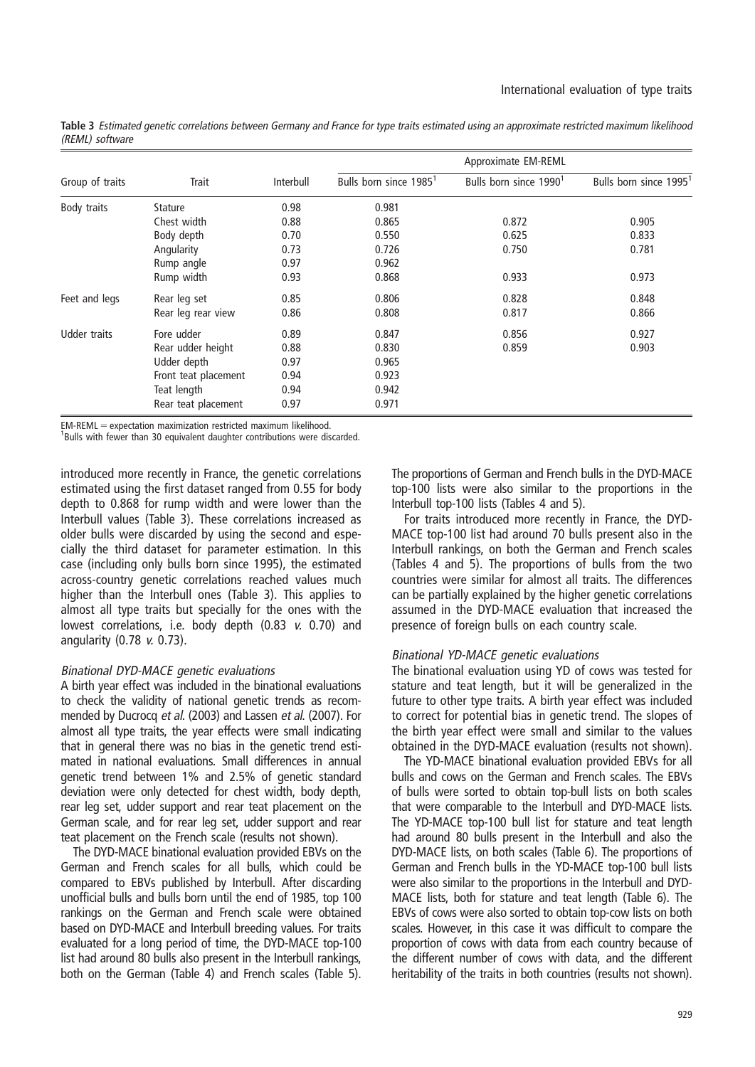**Table 3** *Estimated genetic correlations between Germany and France for type traits estimated using an approximate restricted maximum likelihood (REML) software*

| Group of traits | Trait | Interbull | Approximate EM-REML | | |
|---|---|---|---|---|---|
| | | | Bulls born since 1985[1] | Bulls born since 1990[1] | Bulls born since 1995[1] |
| Body traits | Stature | 0.98 | 0.981 | | |
| | Chest width | 0.88 | 0.865 | 0.872 | 0.905 |
| | Body depth | 0.70 | 0.550 | 0.625 | 0.833 |
| | Angularity | 0.73 | 0.726 | 0.750 | 0.781 |
| | Rump angle | 0.97 | 0.962 | | |
| | Rump width | 0.93 | 0.868 | 0.933 | 0.973 |
| Feet and legs | Rear leg set | 0.85 | 0.806 | 0.828 | 0.848 |
| | Rear leg rear view | 0.86 | 0.808 | 0.817 | 0.866 |
| Udder traits | Fore udder | 0.89 | 0.847 | 0.856 | 0.927 |
| | Rear udder height | 0.88 | 0.830 | 0.859 | 0.903 |
| | Udder depth | 0.97 | 0.965 | | |
| | Front teat placement | 0.94 | 0.923 | | |
| | Teat length | 0.94 | 0.942 | | |
| | Rear teat placement | 0.97 | 0.971 | | |

EM-REML = expectation maximization restricted maximum likelihood.
[1]Bulls with fewer than 30 equivalent daughter contributions were discarded.

introduced more recently in France, the genetic correlations estimated using the first dataset ranged from 0.55 for body depth to 0.868 for rump width and were lower than the Interbull values (Table 3). These correlations increased as older bulls were discarded by using the second and especially the third dataset for parameter estimation. In this case (including only bulls born since 1995), the estimated across-country genetic correlations reached values much higher than the Interbull ones (Table 3). This applies to almost all type traits but specially for the ones with the lowest correlations, i.e. body depth (0.83 *v.* 0.70) and angularity (0.78 *v.* 0.73).

### *Binational DYD-MACE genetic evaluations*

A birth year effect was included in the binational evaluations to check the validity of national genetic trends as recommended by Ducrocq *et al.* (2003) and Lassen *et al.* (2007). For almost all type traits, the year effects were small indicating that in general there was no bias in the genetic trend estimated in national evaluations. Small differences in annual genetic trend between 1% and 2.5% of genetic standard deviation were only detected for chest width, body depth, rear leg set, udder support and rear teat placement on the German scale, and for rear leg set, udder support and rear teat placement on the French scale (results not shown).

The DYD-MACE binational evaluation provided EBVs on the German and French scales for all bulls, which could be compared to EBVs published by Interbull. After discarding unofficial bulls and bulls born until the end of 1985, top 100 rankings on the German and French scale were obtained based on DYD-MACE and Interbull breeding values. For traits evaluated for a long period of time, the DYD-MACE top-100 list had around 80 bulls also present in the Interbull rankings, both on the German (Table 4) and French scales (Table 5). The proportions of German and French bulls in the DYD-MACE top-100 lists were also similar to the proportions in the Interbull top-100 lists (Tables 4 and 5).

For traits introduced more recently in France, the DYD-MACE top-100 list had around 70 bulls present also in the Interbull rankings, on both the German and French scales (Tables 4 and 5). The proportions of bulls from the two countries were similar for almost all traits. The differences can be partially explained by the higher genetic correlations assumed in the DYD-MACE evaluation that increased the presence of foreign bulls on each country scale.

### *Binational YD-MACE genetic evaluations*

The binational evaluation using YD of cows was tested for stature and teat length, but it will be generalized in the future to other type traits. A birth year effect was included to correct for potential bias in genetic trend. The slopes of the birth year effect were small and similar to the values obtained in the DYD-MACE evaluation (results not shown).

The YD-MACE binational evaluation provided EBVs for all bulls and cows on the German and French scales. The EBVs of bulls were sorted to obtain top-bull lists on both scales that were comparable to the Interbull and DYD-MACE lists. The YD-MACE top-100 bull list for stature and teat length had around 80 bulls present in the Interbull and also the DYD-MACE lists, on both scales (Table 6). The proportions of German and French bulls in the YD-MACE top-100 bull lists were also similar to the proportions in the Interbull and DYD-MACE lists, both for stature and teat length (Table 6). The EBVs of cows were also sorted to obtain top-cow lists on both scales. However, in this case it was difficult to compare the proportion of cows with data from each country because of the different number of cows with data, and the different heritability of the traits in both countries (results not shown).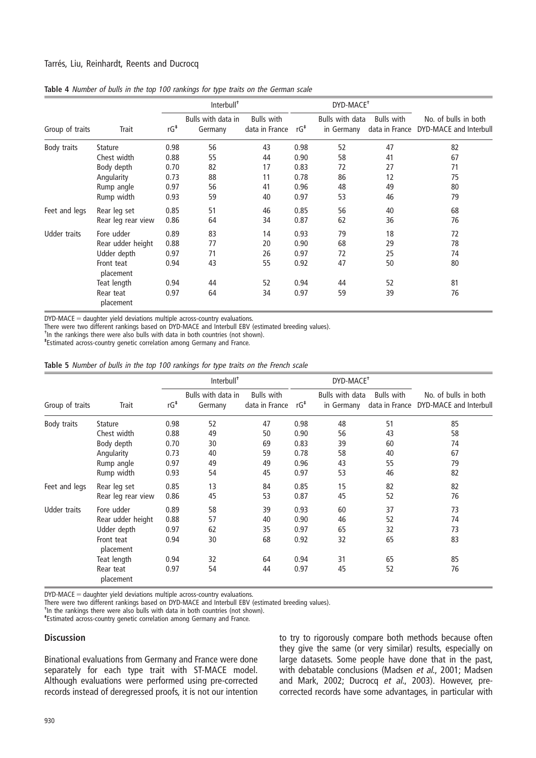**Table 4** *Number of bulls in the top 100 rankings for type traits on the German scale*

| Group of traits | Trait | Interbull[†] | | | DYD-MACE[†] | | | |
|---|---|---|---|---|---|---|---|---|
| | | rG[‡] | Bulls with data in Germany | Bulls with data in France | rG[‡] | Bulls with data in Germany | Bulls with data in France | No. of bulls in both DYD-MACE and Interbull |
| Body traits | Stature | 0.98 | 56 | 43 | 0.98 | 52 | 47 | 82 |
| | Chest width | 0.88 | 55 | 44 | 0.90 | 58 | 41 | 67 |
| | Body depth | 0.70 | 82 | 17 | 0.83 | 72 | 27 | 71 |
| | Angularity | 0.73 | 88 | 11 | 0.78 | 86 | 12 | 75 |
| | Rump angle | 0.97 | 56 | 41 | 0.96 | 48 | 49 | 80 |
| | Rump width | 0.93 | 59 | 40 | 0.97 | 53 | 46 | 79 |
| Feet and legs | Rear leg set | 0.85 | 51 | 46 | 0.85 | 56 | 40 | 68 |
| | Rear leg rear view | 0.86 | 64 | 34 | 0.87 | 62 | 36 | 76 |
| Udder traits | Fore udder | 0.89 | 83 | 14 | 0.93 | 79 | 18 | 72 |
| | Rear udder height | 0.88 | 77 | 20 | 0.90 | 68 | 29 | 78 |
| | Udder depth | 0.97 | 71 | 26 | 0.97 | 72 | 25 | 74 |
| | Front teat placement | 0.94 | 43 | 55 | 0.92 | 47 | 50 | 80 |
| | Teat length | 0.94 | 44 | 52 | 0.94 | 44 | 52 | 81 |
| | Rear teat placement | 0.97 | 64 | 34 | 0.97 | 59 | 39 | 76 |

DYD-MACE = daughter yield deviations multiple across-country evaluations.
There were two different rankings based on DYD-MACE and Interbull EBV (estimated breeding values).
[†]In the rankings there were also bulls with data in both countries (not shown).
[‡]Estimated across-country genetic correlation among Germany and France.

**Table 5** *Number of bulls in the top 100 rankings for type traits on the French scale*

| Group of traits | Trait | Interbull[†] | | | DYD-MACE[†] | | | |
|---|---|---|---|---|---|---|---|---|
| | | rG[‡] | Bulls with data in Germany | Bulls with data in France | rG[‡] | Bulls with data in Germany | Bulls with data in France | No. of bulls in both DYD-MACE and Interbull |
| Body traits | Stature | 0.98 | 52 | 47 | 0.98 | 48 | 51 | 85 |
| | Chest width | 0.88 | 49 | 50 | 0.90 | 56 | 43 | 58 |
| | Body depth | 0.70 | 30 | 69 | 0.83 | 39 | 60 | 74 |
| | Angularity | 0.73 | 40 | 59 | 0.78 | 58 | 40 | 67 |
| | Rump angle | 0.97 | 49 | 49 | 0.96 | 43 | 55 | 79 |
| | Rump width | 0.93 | 54 | 45 | 0.97 | 53 | 46 | 82 |
| Feet and legs | Rear leg set | 0.85 | 13 | 84 | 0.85 | 15 | 82 | 82 |
| | Rear leg rear view | 0.86 | 45 | 53 | 0.87 | 45 | 52 | 76 |
| Udder traits | Fore udder | 0.89 | 58 | 39 | 0.93 | 60 | 37 | 73 |
| | Rear udder height | 0.88 | 57 | 40 | 0.90 | 46 | 52 | 74 |
| | Udder depth | 0.97 | 62 | 35 | 0.97 | 65 | 32 | 73 |
| | Front teat placement | 0.94 | 30 | 68 | 0.92 | 32 | 65 | 83 |
| | Teat length | 0.94 | 32 | 64 | 0.94 | 31 | 65 | 85 |
| | Rear teat placement | 0.97 | 54 | 44 | 0.97 | 45 | 52 | 76 |

DYD-MACE = daughter yield deviations multiple across-country evaluations.
There were two different rankings based on DYD-MACE and Interbull EBV (estimated breeding values).
[†]In the rankings there were also bulls with data in both countries (not shown).
[‡]Estimated across-country genetic correlation among Germany and France.

## Discussion

Binational evaluations from Germany and France were done separately for each type trait with ST-MACE model. Although evaluations were performed using pre-corrected records instead of deregressed proofs, it is not our intention to try to rigorously compare both methods because often they give the same (or very similar) results, especially on large datasets. Some people have done that in the past, with debatable conclusions (Madsen *et al*., 2001; Madsen and Mark, 2002; Ducrocq *et al*., 2003). However, pre-corrected records have some advantages, in particular with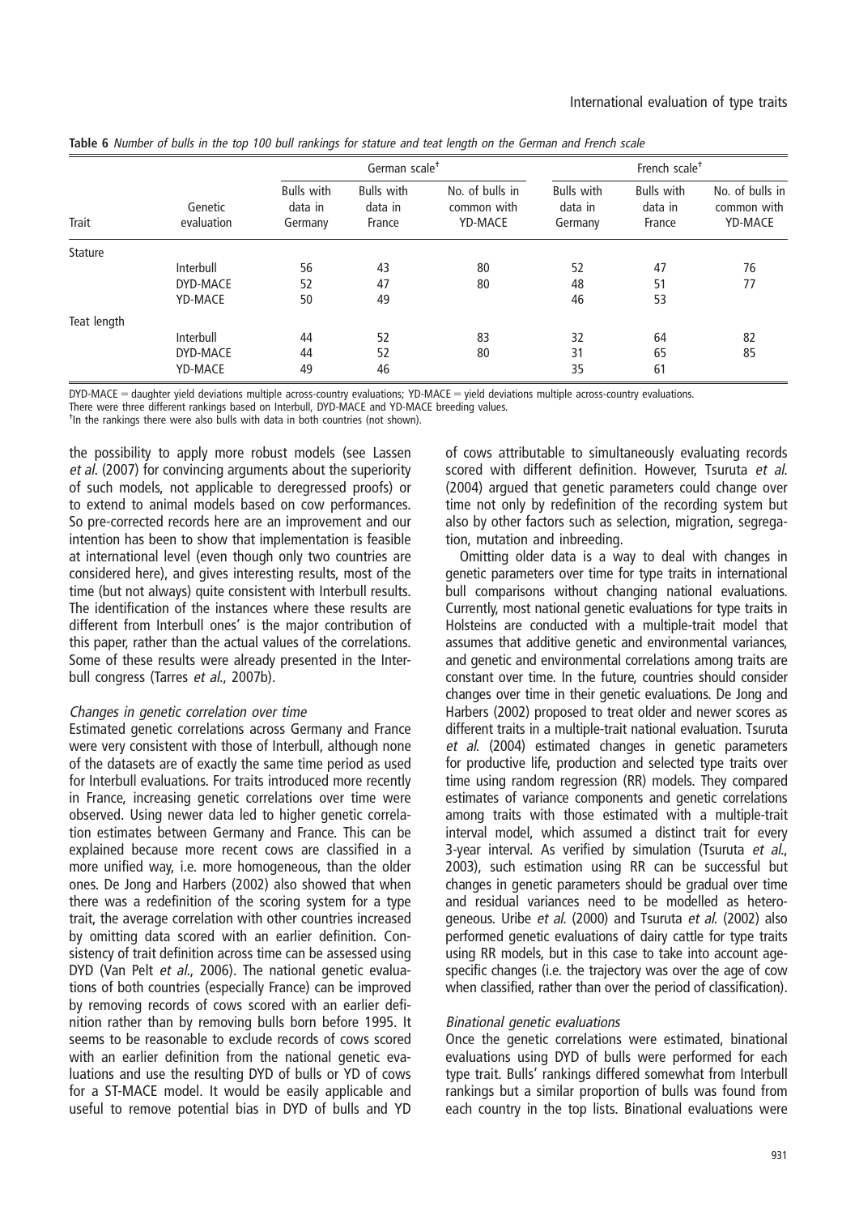**Table 6** *Number of bulls in the top 100 bull rankings for stature and teat length on the German and French scale*

| Trait | Genetic evaluation | German scale[†] | | | French scale[†] | | |
|---|---|---|---|---|---|---|---|
| | | Bulls with data in Germany | Bulls with data in France | No. of bulls in common with YD-MACE | Bulls with data in Germany | Bulls with data in France | No. of bulls in common with YD-MACE |
| Stature | | | | | | | |
| | Interbull | 56 | 43 | 80 | 52 | 47 | 76 |
| | DYD-MACE | 52 | 47 | 80 | 48 | 51 | 77 |
| | YD-MACE | 50 | 49 | | 46 | 53 | |
| Teat length | | | | | | | |
| | Interbull | 44 | 52 | 83 | 32 | 64 | 82 |
| | DYD-MACE | 44 | 52 | 80 | 31 | 65 | 85 |
| | YD-MACE | 49 | 46 | | 35 | 61 | |

DYD-MACE = daughter yield deviations multiple across-country evaluations; YD-MACE = yield deviations multiple across-country evaluations.
There were three different rankings based on Interbull, DYD-MACE and YD-MACE breeding values.
[†]In the rankings there were also bulls with data in both countries (not shown).

the possibility to apply more robust models (see Lassen *et al.* (2007) for convincing arguments about the superiority of such models, not applicable to deregressed proofs) or to extend to animal models based on cow performances. So pre-corrected records here are an improvement and our intention has been to show that implementation is feasible at international level (even though only two countries are considered here), and gives interesting results, most of the time (but not always) quite consistent with Interbull results. The identification of the instances where these results are different from Interbull ones' is the major contribution of this paper, rather than the actual values of the correlations. Some of these results were already presented in the Interbull congress (Tarres *et al.*, 2007b).

### *Changes in genetic correlation over time*

Estimated genetic correlations across Germany and France were very consistent with those of Interbull, although none of the datasets are of exactly the same time period as used for Interbull evaluations. For traits introduced more recently in France, increasing genetic correlations over time were observed. Using newer data led to higher genetic correlation estimates between Germany and France. This can be explained because more recent cows are classified in a more unified way, i.e. more homogeneous, than the older ones. De Jong and Harbers (2002) also showed that when there was a redefinition of the scoring system for a type trait, the average correlation with other countries increased by omitting data scored with an earlier definition. Consistency of trait definition across time can be assessed using DYD (Van Pelt *et al.*, 2006). The national genetic evaluations of both countries (especially France) can be improved by removing records of cows scored with an earlier definition rather than by removing bulls born before 1995. It seems to be reasonable to exclude records of cows scored with an earlier definition from the national genetic evaluations and use the resulting DYD of bulls or YD of cows for a ST-MACE model. It would be easily applicable and useful to remove potential bias in DYD of bulls and YD of cows attributable to simultaneously evaluating records scored with different definition. However, Tsuruta *et al.* (2004) argued that genetic parameters could change over time not only by redefinition of the recording system but also by other factors such as selection, migration, segregation, mutation and inbreeding.

Omitting older data is a way to deal with changes in genetic parameters over time for type traits in international bull comparisons without changing national evaluations. Currently, most national genetic evaluations for type traits in Holsteins are conducted with a multiple-trait model that assumes that additive genetic and environmental variances, and genetic and environmental correlations among traits are constant over time. In the future, countries should consider changes over time in their genetic evaluations. De Jong and Harbers (2002) proposed to treat older and newer scores as different traits in a multiple-trait national evaluation. Tsuruta *et al.* (2004) estimated changes in genetic parameters for productive life, production and selected type traits over time using random regression (RR) models. They compared estimates of variance components and genetic correlations among traits with those estimated with a multiple-trait interval model, which assumed a distinct trait for every 3-year interval. As verified by simulation (Tsuruta *et al.*, 2003), such estimation using RR can be successful but changes in genetic parameters should be gradual over time and residual variances need to be modelled as heterogeneous. Uribe *et al.* (2000) and Tsuruta *et al.* (2002) also performed genetic evaluations of dairy cattle for type traits using RR models, but in this case to take into account age-specific changes (i.e. the trajectory was over the age of cow when classified, rather than over the period of classification).

### *Binational genetic evaluations*

Once the genetic correlations were estimated, binational evaluations using DYD of bulls were performed for each type trait. Bulls' rankings differed somewhat from Interbull rankings but a similar proportion of bulls was found from each country in the top lists. Binational evaluations were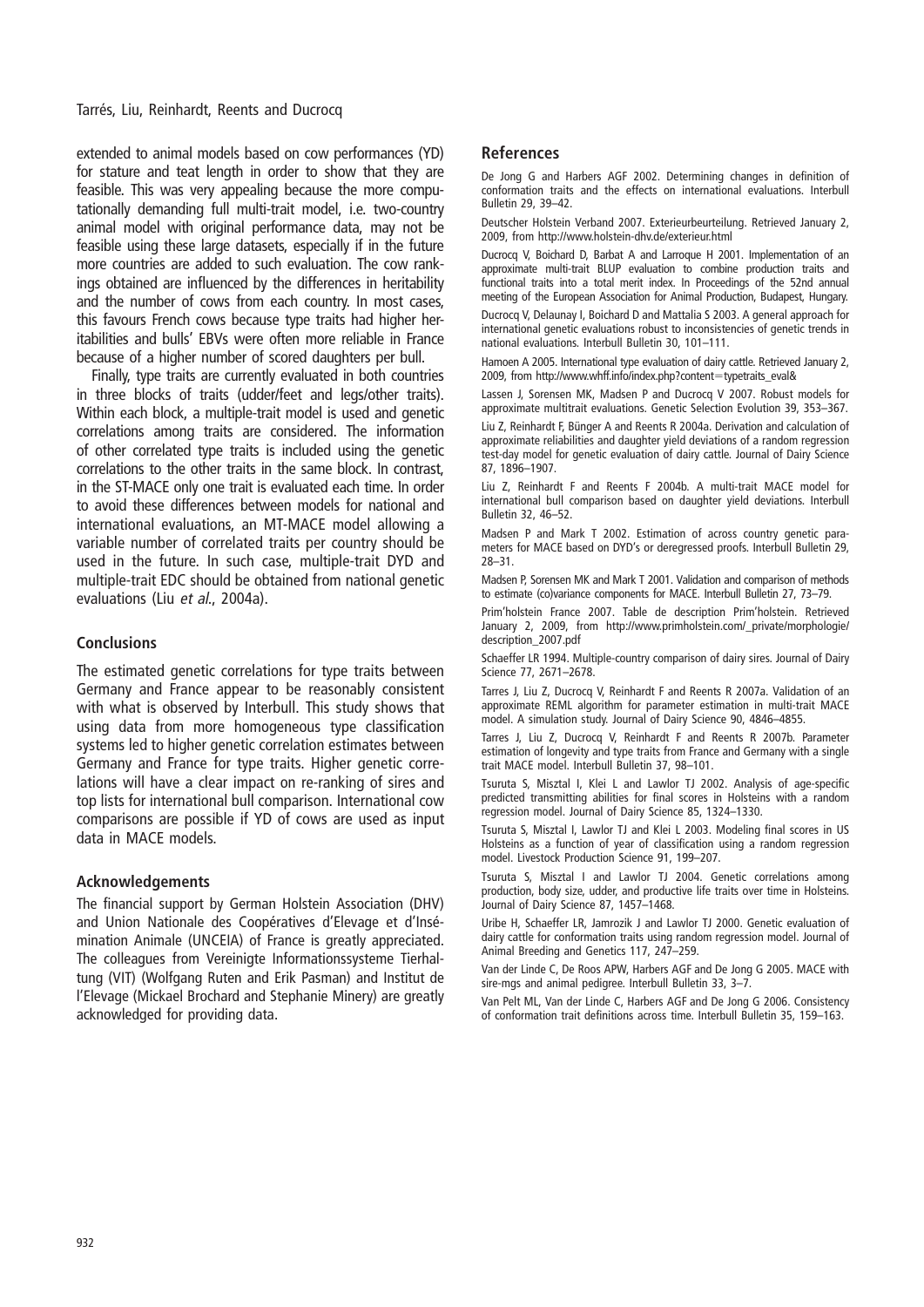extended to animal models based on cow performances (YD) for stature and teat length in order to show that they are feasible. This was very appealing because the more computationally demanding full multi-trait model, i.e. two-country animal model with original performance data, may not be feasible using these large datasets, especially if in the future more countries are added to such evaluation. The cow rankings obtained are influenced by the differences in heritability and the number of cows from each country. In most cases, this favours French cows because type traits had higher heritabilities and bulls' EBVs were often more reliable in France because of a higher number of scored daughters per bull.

Finally, type traits are currently evaluated in both countries in three blocks of traits (udder/feet and legs/other traits). Within each block, a multiple-trait model is used and genetic correlations among traits are considered. The information of other correlated type traits is included using the genetic correlations to the other traits in the same block. In contrast, in the ST-MACE only one trait is evaluated each time. In order to avoid these differences between models for national and international evaluations, an MT-MACE model allowing a variable number of correlated traits per country should be used in the future. In such case, multiple-trait DYD and multiple-trait EDC should be obtained from national genetic evaluations (Liu *et al.*, 2004a).

## Conclusions

The estimated genetic correlations for type traits between Germany and France appear to be reasonably consistent with what is observed by Interbull. This study shows that using data from more homogeneous type classification systems led to higher genetic correlation estimates between Germany and France for type traits. Higher genetic correlations will have a clear impact on re-ranking of sires and top lists for international bull comparison. International cow comparisons are possible if YD of cows are used as input data in MACE models.

## Acknowledgements

The financial support by German Holstein Association (DHV) and Union Nationale des Coopératives d'Elevage et d'Insémination Animale (UNCEIA) of France is greatly appreciated. The colleagues from Vereinigte Informationssysteme Tierhaltung (VIT) (Wolfgang Ruten and Erik Pasman) and Institut de l'Elevage (Mickael Brochard and Stephanie Minery) are greatly acknowledged for providing data.

## References

De Jong G and Harbers AGF 2002. Determining changes in definition of conformation traits and the effects on international evaluations. Interbull Bulletin 29, 39–42.

Deutscher Holstein Verband 2007. Exterieurbeurteilung. Retrieved January 2, 2009, from http://www.holstein-dhv.de/exterieur.html

Ducrocq V, Boichard D, Barbat A and Larroque H 2001. Implementation of an approximate multi-trait BLUP evaluation to combine production traits and functional traits into a total merit index. In Proceedings of the 52nd annual meeting of the European Association for Animal Production, Budapest, Hungary.

Ducrocq V, Delaunay I, Boichard D and Mattalia S 2003. A general approach for international genetic evaluations robust to inconsistencies of genetic trends in national evaluations. Interbull Bulletin 30, 101–111.

Hamoen A 2005. International type evaluation of dairy cattle. Retrieved January 2, 2009, from http://www.whff.info/index.php?content=typetraits_eval&

Lassen J, Sorensen MK, Madsen P and Ducrocq V 2007. Robust models for approximate multitrait evaluations. Genetic Selection Evolution 39, 353–367.

Liu Z, Reinhardt F, Bünger A and Reents R 2004a. Derivation and calculation of approximate reliabilities and daughter yield deviations of a random regression test-day model for genetic evaluation of dairy cattle. Journal of Dairy Science 87, 1896–1907.

Liu Z, Reinhardt F and Reents F 2004b. A multi-trait MACE model for international bull comparison based on daughter yield deviations. Interbull Bulletin 32, 46–52.

Madsen P and Mark T 2002. Estimation of across country genetic parameters for MACE based on DYD's or deregressed proofs. Interbull Bulletin 29, 28–31.

Madsen P, Sorensen MK and Mark T 2001. Validation and comparison of methods to estimate (co)variance components for MACE. Interbull Bulletin 27, 73–79.

Prim'holstein France 2007. Table de description Prim'holstein. Retrieved January 2, 2009, from http://www.primholstein.com/_private/morphologie/description_2007.pdf

Schaeffer LR 1994. Multiple-country comparison of dairy sires. Journal of Dairy Science 77, 2671–2678.

Tarres J, Liu Z, Ducrocq V, Reinhardt F and Reents R 2007a. Validation of an approximate REML algorithm for parameter estimation in multi-trait MACE model. A simulation study. Journal of Dairy Science 90, 4846–4855.

Tarres J, Liu Z, Ducrocq V, Reinhardt F and Reents R 2007b. Parameter estimation of longevity and type traits from France and Germany with a single trait MACE model. Interbull Bulletin 37, 98–101.

Tsuruta S, Misztal I, Klei L and Lawlor TJ 2002. Analysis of age-specific predicted transmitting abilities for final scores in Holsteins with a random regression model. Journal of Dairy Science 85, 1324–1330.

Tsuruta S, Misztal I, Lawlor TJ and Klei L 2003. Modeling final scores in US Holsteins as a function of year of classification using a random regression model. Livestock Production Science 91, 199–207.

Tsuruta S, Misztal I and Lawlor TJ 2004. Genetic correlations among production, body size, udder, and productive life traits over time in Holsteins. Journal of Dairy Science 87, 1457–1468.

Uribe H, Schaeffer LR, Jamrozik J and Lawlor TJ 2000. Genetic evaluation of dairy cattle for conformation traits using random regression model. Journal of Animal Breeding and Genetics 117, 247–259.

Van der Linde C, De Roos APW, Harbers AGF and De Jong G 2005. MACE with sire-mgs and animal pedigree. Interbull Bulletin 33, 3–7.

Van Pelt ML, Van der Linde C, Harbers AGF and De Jong G 2006. Consistency of conformation trait definitions across time. Interbull Bulletin 35, 159–163.